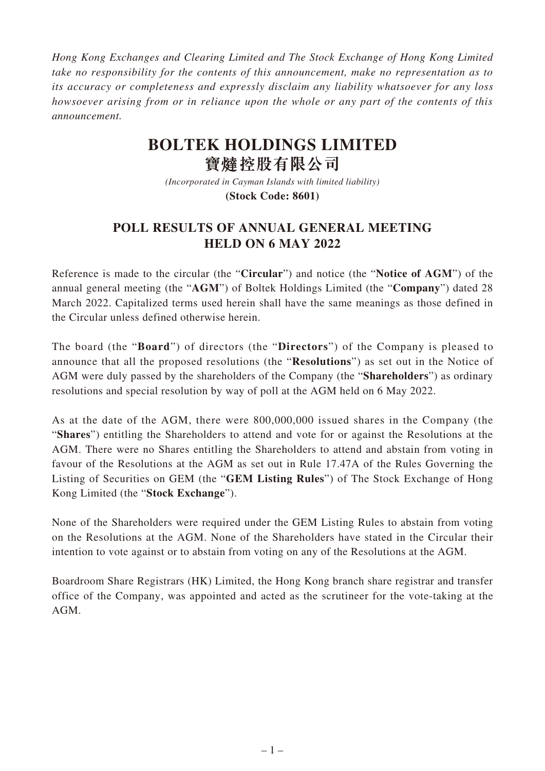*Hong Kong Exchanges and Clearing Limited and The Stock Exchange of Hong Kong Limited take no responsibility for the contents of this announcement, make no representation as to its accuracy or completeness and expressly disclaim any liability whatsoever for any loss howsoever arising from or in reliance upon the whole or any part of the contents of this announcement.*

# BOLTEK HOLDINGS LIMITED
# 寶燵控股有限公司

*(Incorporated in Cayman Islands with limited liability)*

**(Stock Code: 8601)**

## POLL RESULTS OF ANNUAL GENERAL MEETING HELD ON 6 MAY 2022

Reference is made to the circular (the "**Circular**") and notice (the "**Notice of AGM**") of the annual general meeting (the "**AGM**") of Boltek Holdings Limited (the "**Company**") dated 28 March 2022. Capitalized terms used herein shall have the same meanings as those defined in the Circular unless defined otherwise herein.

The board (the "**Board**") of directors (the "**Directors**") of the Company is pleased to announce that all the proposed resolutions (the "**Resolutions**") as set out in the Notice of AGM were duly passed by the shareholders of the Company (the "**Shareholders**") as ordinary resolutions and special resolution by way of poll at the AGM held on 6 May 2022.

As at the date of the AGM, there were 800,000,000 issued shares in the Company (the "**Shares**") entitling the Shareholders to attend and vote for or against the Resolutions at the AGM. There were no Shares entitling the Shareholders to attend and abstain from voting in favour of the Resolutions at the AGM as set out in Rule 17.47A of the Rules Governing the Listing of Securities on GEM (the "**GEM Listing Rules**") of The Stock Exchange of Hong Kong Limited (the "**Stock Exchange**").

None of the Shareholders were required under the GEM Listing Rules to abstain from voting on the Resolutions at the AGM. None of the Shareholders have stated in the Circular their intention to vote against or to abstain from voting on any of the Resolutions at the AGM.

Boardroom Share Registrars (HK) Limited, the Hong Kong branch share registrar and transfer office of the Company, was appointed and acted as the scrutineer for the vote-taking at the AGM.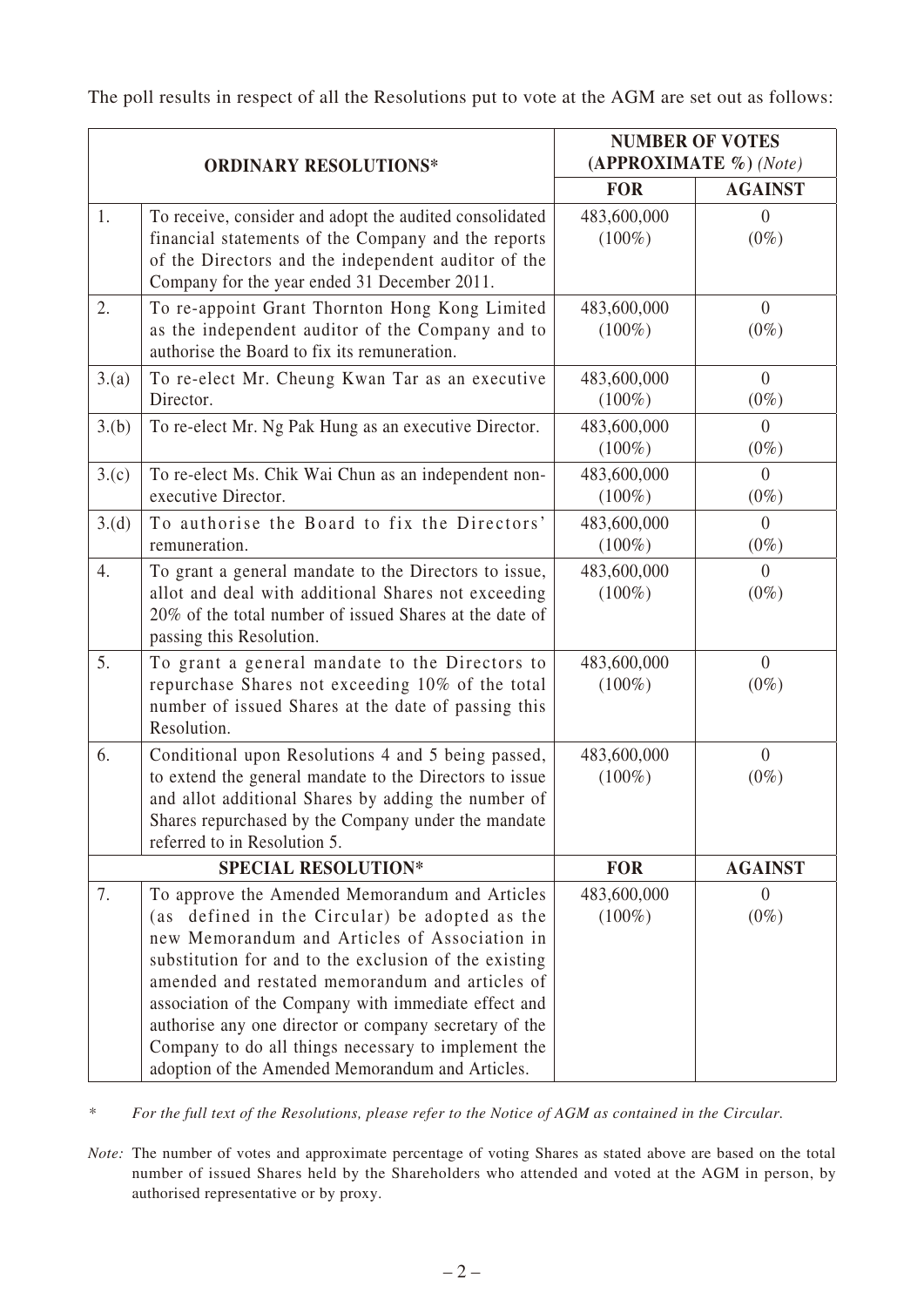The poll results in respect of all the Resolutions put to vote at the AGM are set out as follows:

| **ORDINARY RESOLUTIONS*** | | **NUMBER OF VOTES (APPROXIMATE %)** *(Note)* | |
|---|---|---|---|
| | | **FOR** | **AGAINST** |
| 1. | To receive, consider and adopt the audited consolidated financial statements of the Company and the reports of the Directors and the independent auditor of the Company for the year ended 31 December 2011. | 483,600,000 (100%) | 0 (0%) |
| 2. | To re-appoint Grant Thornton Hong Kong Limited as the independent auditor of the Company and to authorise the Board to fix its remuneration. | 483,600,000 (100%) | 0 (0%) |
| 3.(a) | To re-elect Mr. Cheung Kwan Tar as an executive Director. | 483,600,000 (100%) | 0 (0%) |
| 3.(b) | To re-elect Mr. Ng Pak Hung as an executive Director. | 483,600,000 (100%) | 0 (0%) |
| 3.(c) | To re-elect Ms. Chik Wai Chun as an independent non-executive Director. | 483,600,000 (100%) | 0 (0%) |
| 3.(d) | To authorise the Board to fix the Directors' remuneration. | 483,600,000 (100%) | 0 (0%) |
| 4. | To grant a general mandate to the Directors to issue, allot and deal with additional Shares not exceeding 20% of the total number of issued Shares at the date of passing this Resolution. | 483,600,000 (100%) | 0 (0%) |
| 5. | To grant a general mandate to the Directors to repurchase Shares not exceeding 10% of the total number of issued Shares at the date of passing this Resolution. | 483,600,000 (100%) | 0 (0%) |
| 6. | Conditional upon Resolutions 4 and 5 being passed, to extend the general mandate to the Directors to issue and allot additional Shares by adding the number of Shares repurchased by the Company under the mandate referred to in Resolution 5. | 483,600,000 (100%) | 0 (0%) |
| **SPECIAL RESOLUTION*** | | **FOR** | **AGAINST** |
| 7. | To approve the Amended Memorandum and Articles (as defined in the Circular) be adopted as the new Memorandum and Articles of Association in substitution for and to the exclusion of the existing amended and restated memorandum and articles of association of the Company with immediate effect and authorise any one director or company secretary of the Company to do all things necessary to implement the adoption of the Amended Memorandum and Articles. | 483,600,000 (100%) | 0 (0%) |

\* *For the full text of the Resolutions, please refer to the Notice of AGM as contained in the Circular.*

*Note:* The number of votes and approximate percentage of voting Shares as stated above are based on the total number of issued Shares held by the Shareholders who attended and voted at the AGM in person, by authorised representative or by proxy.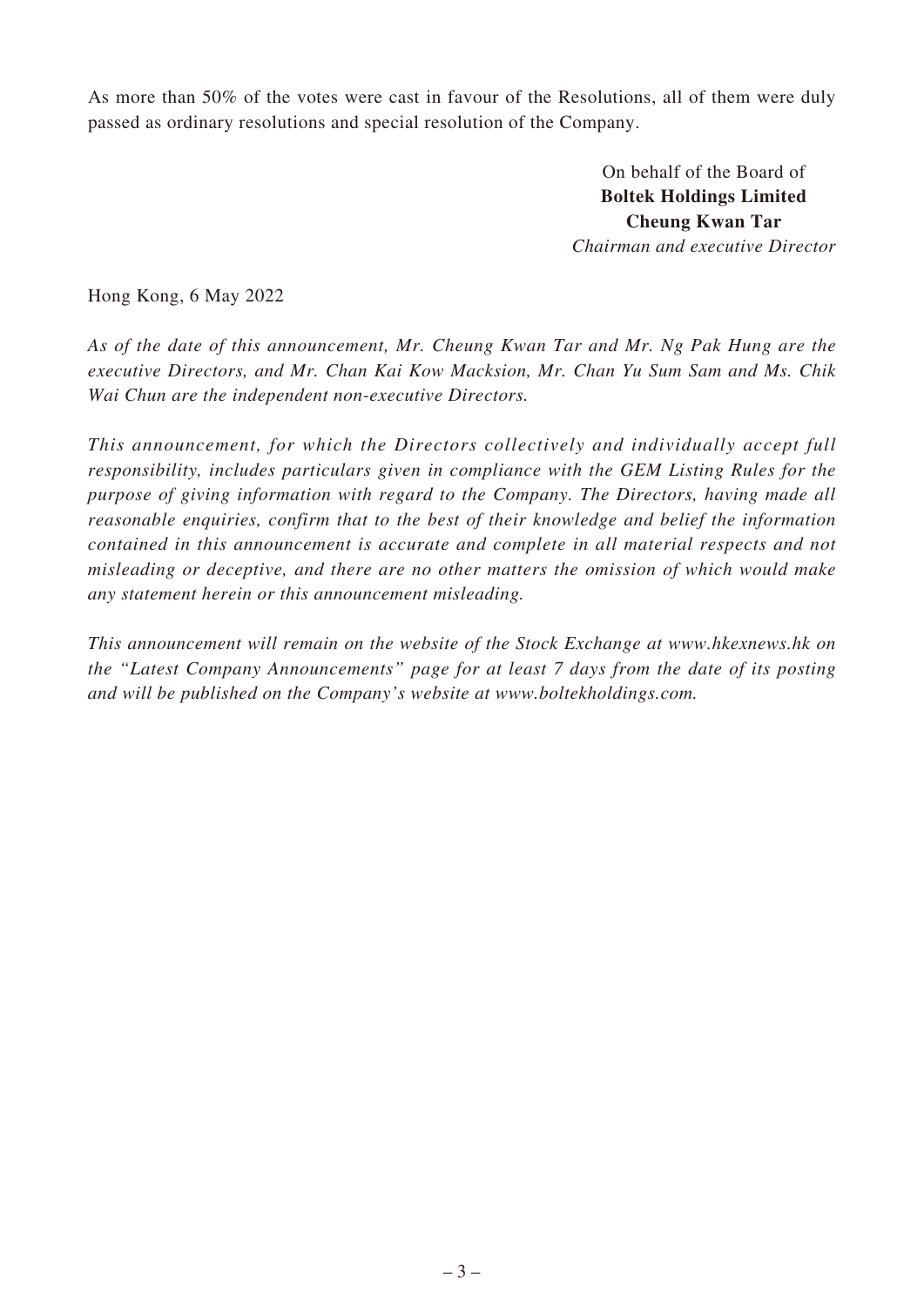As more than 50% of the votes were cast in favour of the Resolutions, all of them were duly passed as ordinary resolutions and special resolution of the Company.

On behalf of the Board of
**Boltek Holdings Limited**
**Cheung Kwan Tar**
*Chairman and executive Director*

Hong Kong, 6 May 2022

*As of the date of this announcement, Mr. Cheung Kwan Tar and Mr. Ng Pak Hung are the executive Directors, and Mr. Chan Kai Kow Macksion, Mr. Chan Yu Sum Sam and Ms. Chik Wai Chun are the independent non-executive Directors.*

*This announcement, for which the Directors collectively and individually accept full responsibility, includes particulars given in compliance with the GEM Listing Rules for the purpose of giving information with regard to the Company. The Directors, having made all reasonable enquiries, confirm that to the best of their knowledge and belief the information contained in this announcement is accurate and complete in all material respects and not misleading or deceptive, and there are no other matters the omission of which would make any statement herein or this announcement misleading.*

*This announcement will remain on the website of the Stock Exchange at www.hkexnews.hk on the "Latest Company Announcements" page for at least 7 days from the date of its posting and will be published on the Company's website at www.boltekholdings.com.*